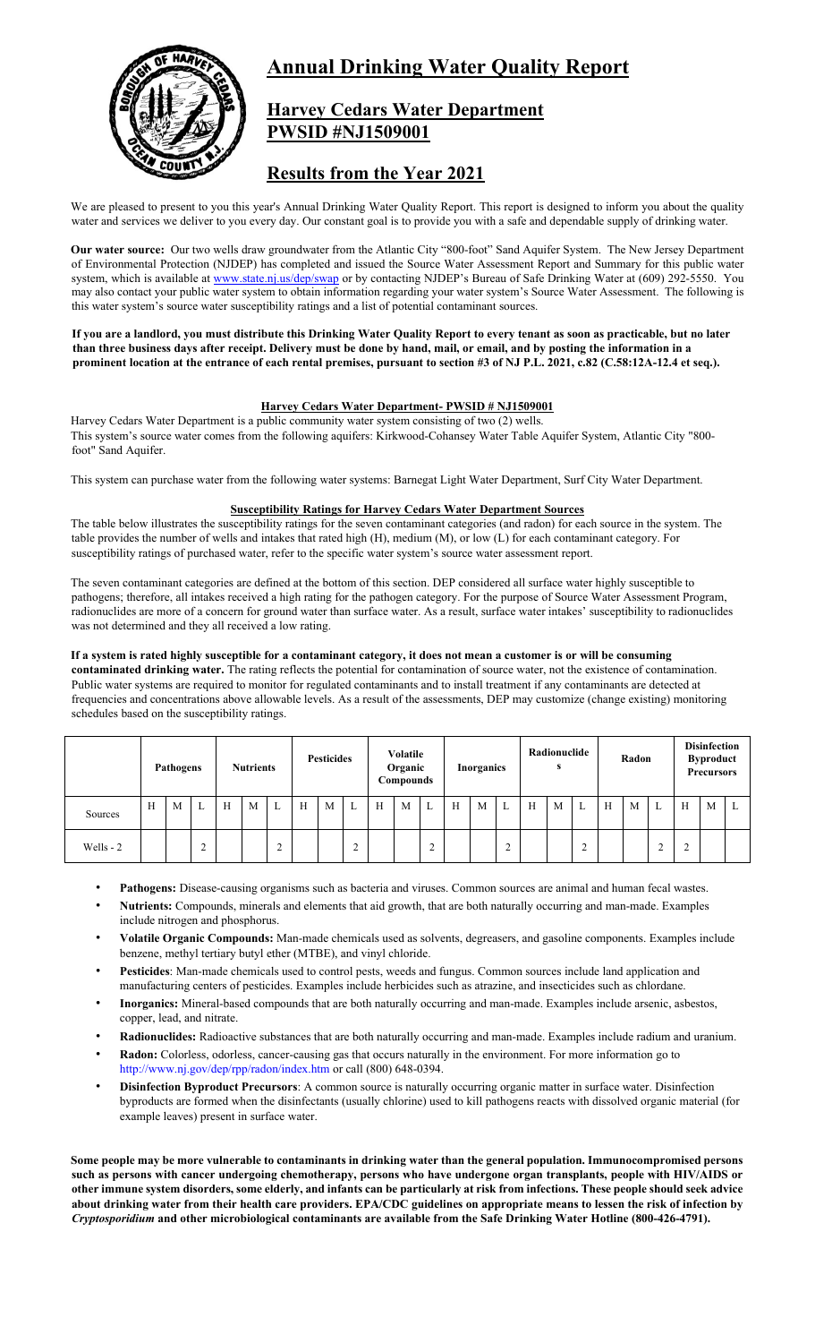# Annual Drinking Water Quality Report

## Harvey Cedars Water Department
## PWSID #NJ1509001

## Results from the Year 2021

We are pleased to present to you this year's Annual Drinking Water Quality Report. This report is designed to inform you about the quality water and services we deliver to you every day. Our constant goal is to provide you with a safe and dependable supply of drinking water.

**Our water source:** Our two wells draw groundwater from the Atlantic City "800-foot" Sand Aquifer System. The New Jersey Department of Environmental Protection (NJDEP) has completed and issued the Source Water Assessment Report and Summary for this public water system, which is available at www.state.nj.us/dep/swap or by contacting NJDEP's Bureau of Safe Drinking Water at (609) 292-5550. You may also contact your public water system to obtain information regarding your water system's Source Water Assessment. The following is this water system's source water susceptibility ratings and a list of potential contaminant sources.

**If you are a landlord, you must distribute this Drinking Water Quality Report to every tenant as soon as practicable, but no later than three business days after receipt. Delivery must be done by hand, mail, or email, and by posting the information in a prominent location at the entrance of each rental premises, pursuant to section #3 of NJ P.L. 2021, c.82 (C.58:12A-12.4 et seq.).**

### Harvey Cedars Water Department- PWSID # NJ1509001

Harvey Cedars Water Department is a public community water system consisting of two (2) wells.
This system's source water comes from the following aquifers: Kirkwood-Cohansey Water Table Aquifer System, Atlantic City "800-foot" Sand Aquifer.

This system can purchase water from the following water systems: Barnegat Light Water Department, Surf City Water Department.

### Susceptibility Ratings for Harvey Cedars Water Department Sources

The table below illustrates the susceptibility ratings for the seven contaminant categories (and radon) for each source in the system. The table provides the number of wells and intakes that rated high (H), medium (M), or low (L) for each contaminant category. For susceptibility ratings of purchased water, refer to the specific water system's source water assessment report.

The seven contaminant categories are defined at the bottom of this section. DEP considered all surface water highly susceptible to pathogens; therefore, all intakes received a high rating for the pathogen category. For the purpose of Source Water Assessment Program, radionuclides are more of a concern for ground water than surface water. As a result, surface water intakes' susceptibility to radionuclides was not determined and they all received a low rating.

**If a system is rated highly susceptible for a contaminant category, it does not mean a customer is or will be consuming contaminated drinking water.** The rating reflects the potential for contamination of source water, not the existence of contamination. Public water systems are required to monitor for regulated contaminants and to install treatment if any contaminants are detected at frequencies and concentrations above allowable levels. As a result of the assessments, DEP may customize (change existing) monitoring schedules based on the susceptibility ratings.

| | Pathogens | | | Nutrients | | | Pesticides | | | Volatile Organic Compounds | | | Inorganics | | | Radionuclides | | | Radon | | | Disinfection Byproduct Precursors | | |
|---|---|---|---|---|---|---|---|---|---|---|---|---|---|---|---|---|---|---|---|---|---|---|---|---|
| Sources | H | M | L | H | M | L | H | M | L | H | M | L | H | M | L | H | M | L | H | M | L | H | M | L |
| Wells - 2 | | | 2 | | | 2 | | | 2 | | | 2 | | | 2 | | | 2 | | | 2 | 2 | | |

- **Pathogens:** Disease-causing organisms such as bacteria and viruses. Common sources are animal and human fecal wastes.
- **Nutrients:** Compounds, minerals and elements that aid growth, that are both naturally occurring and man-made. Examples include nitrogen and phosphorus.
- **Volatile Organic Compounds:** Man-made chemicals used as solvents, degreasers, and gasoline components. Examples include benzene, methyl tertiary butyl ether (MTBE), and vinyl chloride.
- **Pesticides**: Man-made chemicals used to control pests, weeds and fungus. Common sources include land application and manufacturing centers of pesticides. Examples include herbicides such as atrazine, and insecticides such as chlordane.
- **Inorganics:** Mineral-based compounds that are both naturally occurring and man-made. Examples include arsenic, asbestos, copper, lead, and nitrate.
- **Radionuclides:** Radioactive substances that are both naturally occurring and man-made. Examples include radium and uranium.
- **Radon:** Colorless, odorless, cancer-causing gas that occurs naturally in the environment. For more information go to http://www.nj.gov/dep/rpp/radon/index.htm or call (800) 648-0394.
- **Disinfection Byproduct Precursors**: A common source is naturally occurring organic matter in surface water. Disinfection byproducts are formed when the disinfectants (usually chlorine) used to kill pathogens reacts with dissolved organic material (for example leaves) present in surface water.

**Some people may be more vulnerable to contaminants in drinking water than the general population. Immunocompromised persons such as persons with cancer undergoing chemotherapy, persons who have undergone organ transplants, people with HIV/AIDS or other immune system disorders, some elderly, and infants can be particularly at risk from infections. These people should seek advice about drinking water from their health care providers. EPA/CDC guidelines on appropriate means to lessen the risk of infection by *Cryptosporidium* and other microbiological contaminants are available from the Safe Drinking Water Hotline (800-426-4791).**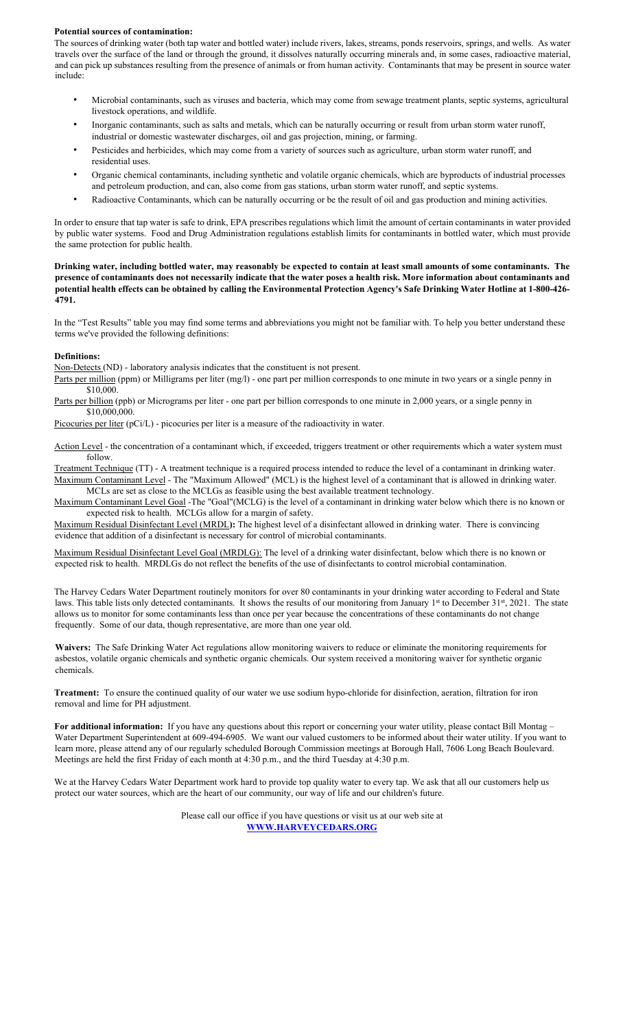**Potential sources of contamination:**

The sources of drinking water (both tap water and bottled water) include rivers, lakes, streams, ponds reservoirs, springs, and wells. As water travels over the surface of the land or through the ground, it dissolves naturally occurring minerals and, in some cases, radioactive material, and can pick up substances resulting from the presence of animals or from human activity. Contaminants that may be present in source water include:

- Microbial contaminants, such as viruses and bacteria, which may come from sewage treatment plants, septic systems, agricultural livestock operations, and wildlife.
- Inorganic contaminants, such as salts and metals, which can be naturally occurring or result from urban storm water runoff, industrial or domestic wastewater discharges, oil and gas projection, mining, or farming.
- Pesticides and herbicides, which may come from a variety of sources such as agriculture, urban storm water runoff, and residential uses.
- Organic chemical contaminants, including synthetic and volatile organic chemicals, which are byproducts of industrial processes and petroleum production, and can, also come from gas stations, urban storm water runoff, and septic systems.
- Radioactive Contaminants, which can be naturally occurring or be the result of oil and gas production and mining activities.

In order to ensure that tap water is safe to drink, EPA prescribes regulations which limit the amount of certain contaminants in water provided by public water systems. Food and Drug Administration regulations establish limits for contaminants in bottled water, which must provide the same protection for public health.

**Drinking water, including bottled water, may reasonably be expected to contain at least small amounts of some contaminants. The presence of contaminants does not necessarily indicate that the water poses a health risk. More information about contaminants and potential health effects can be obtained by calling the Environmental Protection Agency's Safe Drinking Water Hotline at 1-800-426-4791.**

In the "Test Results" table you may find some terms and abbreviations you might not be familiar with. To help you better understand these terms we've provided the following definitions:

**Definitions:**

Non-Detects (ND) - laboratory analysis indicates that the constituent is not present.

Parts per million (ppm) or Milligrams per liter (mg/l) - one part per million corresponds to one minute in two years or a single penny in $10,000.

Parts per billion (ppb) or Micrograms per liter - one part per billion corresponds to one minute in 2,000 years, or a single penny in $10,000,000.

Picocuries per liter (pCi/L) - picocuries per liter is a measure of the radioactivity in water.

Action Level - the concentration of a contaminant which, if exceeded, triggers treatment or other requirements which a water system must follow.

Treatment Technique (TT) - A treatment technique is a required process intended to reduce the level of a contaminant in drinking water.

Maximum Contaminant Level - The "Maximum Allowed" (MCL) is the highest level of a contaminant that is allowed in drinking water. MCLs are set as close to the MCLGs as feasible using the best available treatment technology.

Maximum Contaminant Level Goal -The "Goal"(MCLG) is the level of a contaminant in drinking water below which there is no known or expected risk to health. MCLGs allow for a margin of safety.

Maximum Residual Disinfectant Level (MRDL)**:** The highest level of a disinfectant allowed in drinking water. There is convincing evidence that addition of a disinfectant is necessary for control of microbial contaminants.

Maximum Residual Disinfectant Level Goal (MRDLG): The level of a drinking water disinfectant, below which there is no known or expected risk to health. MRDLGs do not reflect the benefits of the use of disinfectants to control microbial contamination.

The Harvey Cedars Water Department routinely monitors for over 80 contaminants in your drinking water according to Federal and State laws. This table lists only detected contaminants. It shows the results of our monitoring from January 1st to December 31st, 2021. The state allows us to monitor for some contaminants less than once per year because the concentrations of these contaminants do not change frequently. Some of our data, though representative, are more than one year old.

**Waivers:** The Safe Drinking Water Act regulations allow monitoring waivers to reduce or eliminate the monitoring requirements for asbestos, volatile organic chemicals and synthetic organic chemicals. Our system received a monitoring waiver for synthetic organic chemicals.

**Treatment:** To ensure the continued quality of our water we use sodium hypo-chloride for disinfection, aeration, filtration for iron removal and lime for PH adjustment.

**For additional information:** If you have any questions about this report or concerning your water utility, please contact Bill Montag – Water Department Superintendent at 609-494-6905. We want our valued customers to be informed about their water utility. If you want to learn more, please attend any of our regularly scheduled Borough Commission meetings at Borough Hall, 7606 Long Beach Boulevard. Meetings are held the first Friday of each month at 4:30 p.m., and the third Tuesday at 4:30 p.m.

We at the Harvey Cedars Water Department work hard to provide top quality water to every tap. We ask that all our customers help us protect our water sources, which are the heart of our community, our way of life and our children's future.

Please call our office if you have questions or visit us at our web site at
**WWW.HARVEYCEDARS.ORG**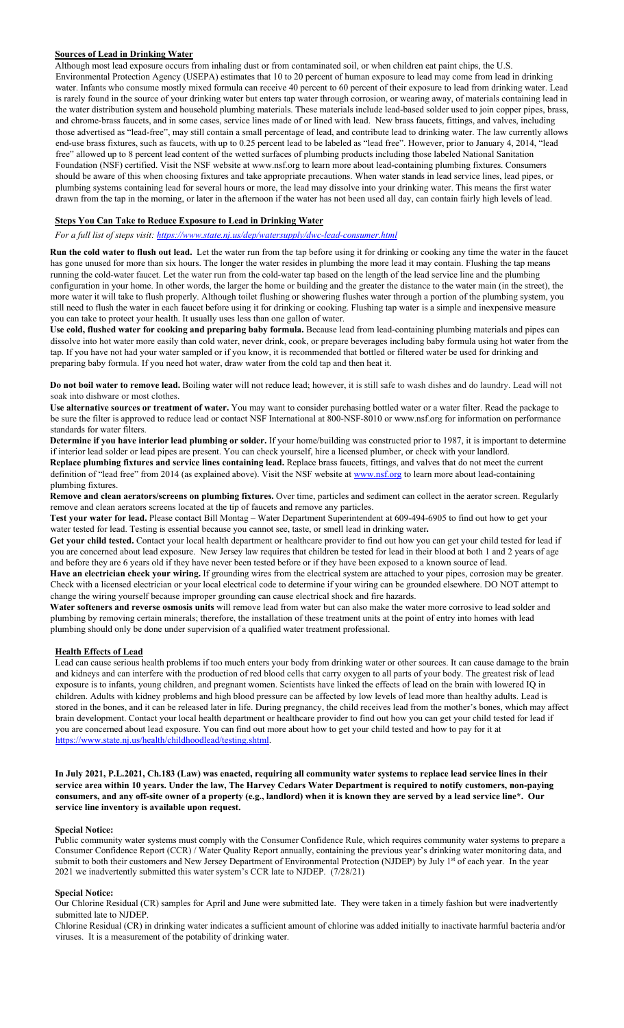## Sources of Lead in Drinking Water

Although most lead exposure occurs from inhaling dust or from contaminated soil, or when children eat paint chips, the U.S. Environmental Protection Agency (USEPA) estimates that 10 to 20 percent of human exposure to lead may come from lead in drinking water. Infants who consume mostly mixed formula can receive 40 percent to 60 percent of their exposure to lead from drinking water. Lead is rarely found in the source of your drinking water but enters tap water through corrosion, or wearing away, of materials containing lead in the water distribution system and household plumbing materials. These materials include lead-based solder used to join copper pipes, brass, and chrome-brass faucets, and in some cases, service lines made of or lined with lead. New brass faucets, fittings, and valves, including those advertised as "lead-free", may still contain a small percentage of lead, and contribute lead to drinking water. The law currently allows end-use brass fixtures, such as faucets, with up to 0.25 percent lead to be labeled as "lead free". However, prior to January 4, 2014, "lead free" allowed up to 8 percent lead content of the wetted surfaces of plumbing products including those labeled National Sanitation Foundation (NSF) certified. Visit the NSF website at www.nsf.org to learn more about lead-containing plumbing fixtures. Consumers should be aware of this when choosing fixtures and take appropriate precautions. When water stands in lead service lines, lead pipes, or plumbing systems containing lead for several hours or more, the lead may dissolve into your drinking water. This means the first water drawn from the tap in the morning, or later in the afternoon if the water has not been used all day, can contain fairly high levels of lead.

## Steps You Can Take to Reduce Exposure to Lead in Drinking Water

*For a full list of steps visit: https://www.state.nj.us/dep/watersupply/dwc-lead-consumer.html*

**Run the cold water to flush out lead.** Let the water run from the tap before using it for drinking or cooking any time the water in the faucet has gone unused for more than six hours. The longer the water resides in plumbing the more lead it may contain. Flushing the tap means running the cold-water faucet. Let the water run from the cold-water tap based on the length of the lead service line and the plumbing configuration in your home. In other words, the larger the home or building and the greater the distance to the water main (in the street), the more water it will take to flush properly. Although toilet flushing or showering flushes water through a portion of the plumbing system, you still need to flush the water in each faucet before using it for drinking or cooking. Flushing tap water is a simple and inexpensive measure you can take to protect your health. It usually uses less than one gallon of water.

**Use cold, flushed water for cooking and preparing baby formula.** Because lead from lead-containing plumbing materials and pipes can dissolve into hot water more easily than cold water, never drink, cook, or prepare beverages including baby formula using hot water from the tap. If you have not had your water sampled or if you know, it is recommended that bottled or filtered water be used for drinking and preparing baby formula. If you need hot water, draw water from the cold tap and then heat it.

**Do not boil water to remove lead.** Boiling water will not reduce lead; however, it is still safe to wash dishes and do laundry. Lead will not soak into dishware or most clothes.

**Use alternative sources or treatment of water.** You may want to consider purchasing bottled water or a water filter. Read the package to be sure the filter is approved to reduce lead or contact NSF International at 800-NSF-8010 or www.nsf.org for information on performance standards for water filters.

**Determine if you have interior lead plumbing or solder.** If your home/building was constructed prior to 1987, it is important to determine if interior lead solder or lead pipes are present. You can check yourself, hire a licensed plumber, or check with your landlord.

**Replace plumbing fixtures and service lines containing lead.** Replace brass faucets, fittings, and valves that do not meet the current definition of "lead free" from 2014 (as explained above). Visit the NSF website at www.nsf.org to learn more about lead-containing plumbing fixtures.

**Remove and clean aerators/screens on plumbing fixtures.** Over time, particles and sediment can collect in the aerator screen. Regularly remove and clean aerators screens located at the tip of faucets and remove any particles.

**Test your water for lead.** Please contact Bill Montag – Water Department Superintendent at 609-494-6905 to find out how to get your water tested for lead. Testing is essential because you cannot see, taste, or smell lead in drinking water**.**

**Get your child tested.** Contact your local health department or healthcare provider to find out how you can get your child tested for lead if you are concerned about lead exposure. New Jersey law requires that children be tested for lead in their blood at both 1 and 2 years of age and before they are 6 years old if they have never been tested before or if they have been exposed to a known source of lead.

**Have an electrician check your wiring.** If grounding wires from the electrical system are attached to your pipes, corrosion may be greater. Check with a licensed electrician or your local electrical code to determine if your wiring can be grounded elsewhere. DO NOT attempt to change the wiring yourself because improper grounding can cause electrical shock and fire hazards.

**Water softeners and reverse osmosis units** will remove lead from water but can also make the water more corrosive to lead solder and plumbing by removing certain minerals; therefore, the installation of these treatment units at the point of entry into homes with lead plumbing should only be done under supervision of a qualified water treatment professional.

## Health Effects of Lead

Lead can cause serious health problems if too much enters your body from drinking water or other sources. It can cause damage to the brain and kidneys and can interfere with the production of red blood cells that carry oxygen to all parts of your body. The greatest risk of lead exposure is to infants, young children, and pregnant women. Scientists have linked the effects of lead on the brain with lowered IQ in children. Adults with kidney problems and high blood pressure can be affected by low levels of lead more than healthy adults. Lead is stored in the bones, and it can be released later in life. During pregnancy, the child receives lead from the mother's bones, which may affect brain development. Contact your local health department or healthcare provider to find out how you can get your child tested for lead if you are concerned about lead exposure. You can find out more about how to get your child tested and how to pay for it at https://www.state.nj.us/health/childhoodlead/testing.shtml.

**In July 2021, P.L.2021, Ch.183 (Law) was enacted, requiring all community water systems to replace lead service lines in their service area within 10 years. Under the law, The Harvey Cedars Water Department is required to notify customers, non-paying consumers, and any off-site owner of a property (e.g., landlord) when it is known they are served by a lead service line*. Our service line inventory is available upon request.**

**Special Notice:**

Public community water systems must comply with the Consumer Confidence Rule, which requires community water systems to prepare a Consumer Confidence Report (CCR) / Water Quality Report annually, containing the previous year's drinking water monitoring data, and submit to both their customers and New Jersey Department of Environmental Protection (NJDEP) by July 1st of each year. In the year 2021 we inadvertently submitted this water system's CCR late to NJDEP. (7/28/21)

**Special Notice:**

Our Chlorine Residual (CR) samples for April and June were submitted late. They were taken in a timely fashion but were inadvertently submitted late to NJDEP.

Chlorine Residual (CR) in drinking water indicates a sufficient amount of chlorine was added initially to inactivate harmful bacteria and/or viruses. It is a measurement of the potability of drinking water.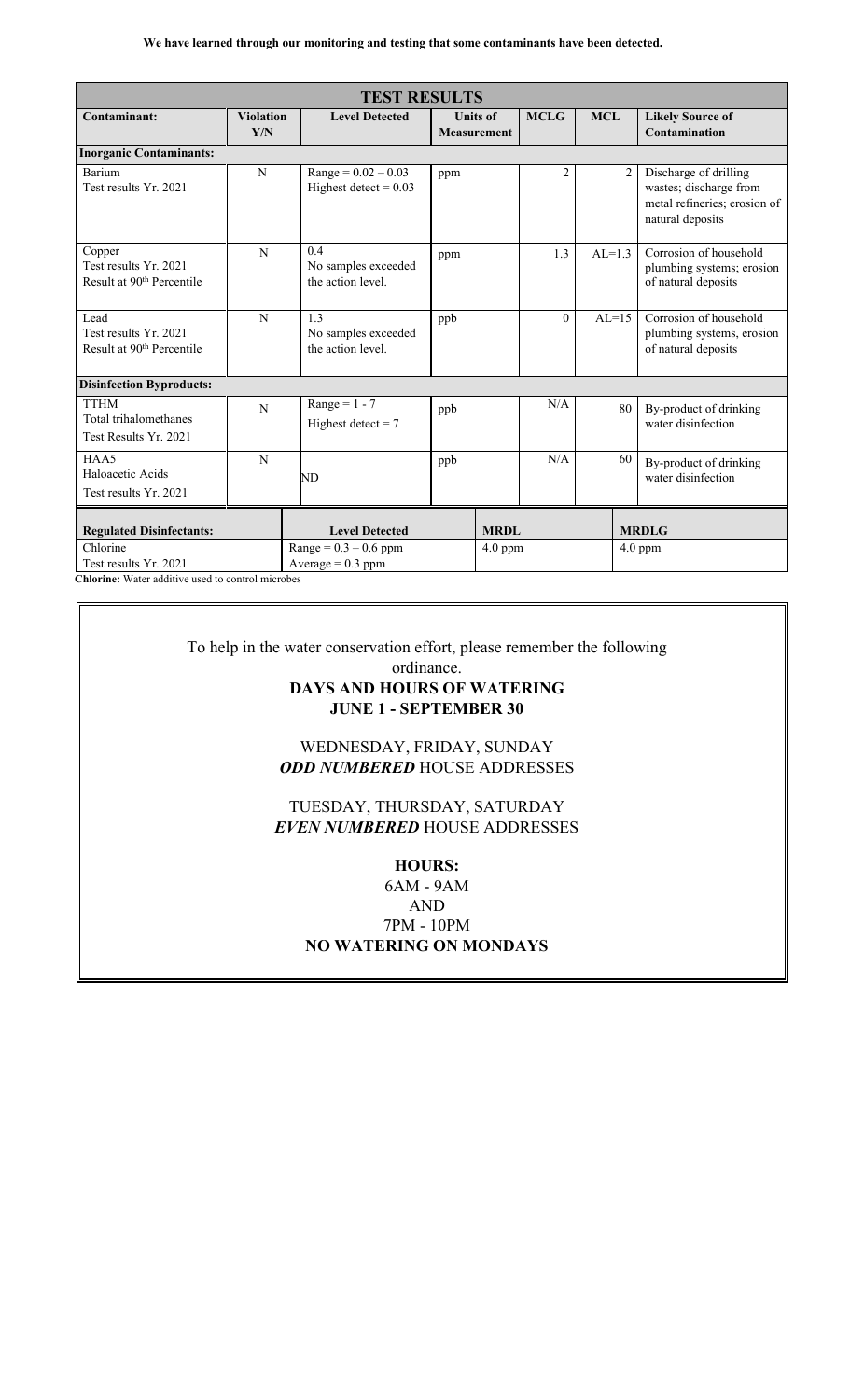**We have learned through our monitoring and testing that some contaminants have been detected.**

| TEST RESULTS | | | | | | |
|---|---|---|---|---|---|---|
| **Contaminant:** | **Violation Y/N** | **Level Detected** | **Units of Measurement** | **MCLG** | **MCL** | **Likely Source of Contamination** |
| **Inorganic Contaminants:** | | | | | | |
| Barium<br>Test results Yr. 2021 | N | Range = 0.02 – 0.03<br>Highest detect = 0.03 | ppm | 2 | 2 | Discharge of drilling wastes; discharge from metal refineries; erosion of natural deposits |
| Copper<br>Test results Yr. 2021<br>Result at 90th Percentile | N | 0.4<br>No samples exceeded the action level. | ppm | 1.3 | AL=1.3 | Corrosion of household plumbing systems; erosion of natural deposits |
| Lead<br>Test results Yr. 2021<br>Result at 90th Percentile | N | 1.3<br>No samples exceeded the action level. | ppb | 0 | AL=15 | Corrosion of household plumbing systems, erosion of natural deposits |
| **Disinfection Byproducts:** | | | | | | |
| TTHM<br>Total trihalomethanes<br>Test Results Yr. 2021 | N | Range = 1 - 7<br>Highest detect = 7 | ppb | N/A | 80 | By-product of drinking water disinfection |
| HAA5<br>Haloacetic Acids<br>Test results Yr. 2021 | N | ND | ppb | N/A | 60 | By-product of drinking water disinfection |

| **Regulated Disinfectants:** | **Level Detected** | **MRDL** | **MRDLG** |
|---|---|---|---|
| Chlorine<br>Test results Yr. 2021 | Range = 0.3 – 0.6 ppm<br>Average = 0.3 ppm | 4.0 ppm | 4.0 ppm |

**Chlorine:** Water additive used to control microbes

To help in the water conservation effort, please remember the following ordinance.

**DAYS AND HOURS OF WATERING**
**JUNE 1 - SEPTEMBER 30**

WEDNESDAY, FRIDAY, SUNDAY
***ODD NUMBERED*** HOUSE ADDRESSES

TUESDAY, THURSDAY, SATURDAY
***EVEN NUMBERED*** HOUSE ADDRESSES

**HOURS:**
6AM - 9AM
AND
7PM - 10PM
**NO WATERING ON MONDAYS**